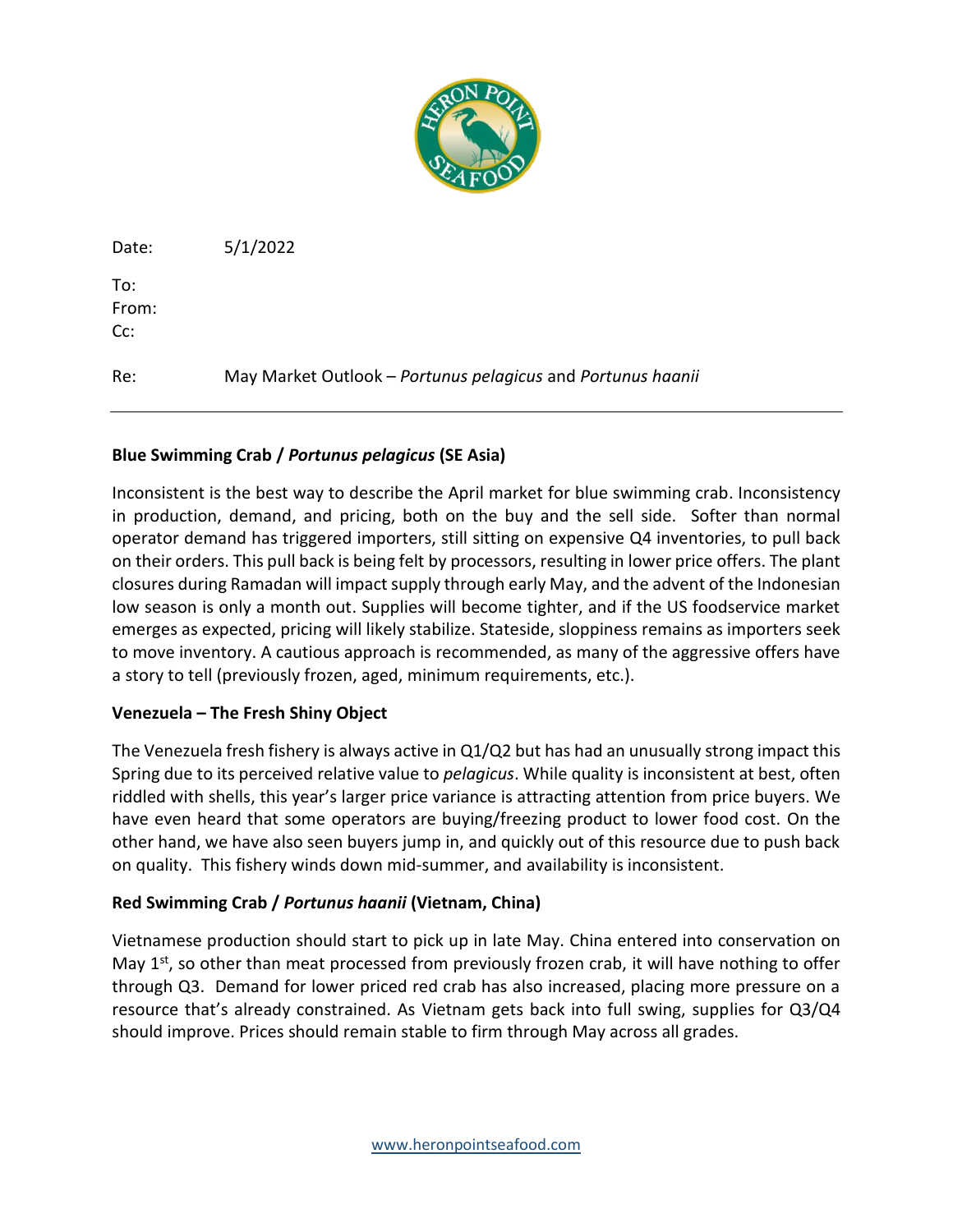Date: 5/1/2022

To:
From:
Cc:

Re: May Market Outlook – *Portunus pelagicus* and *Portunus haanii*

---

**Blue Swimming Crab / *Portunus pelagicus* (SE Asia)**

Inconsistent is the best way to describe the April market for blue swimming crab. Inconsistency in production, demand, and pricing, both on the buy and the sell side. Softer than normal operator demand has triggered importers, still sitting on expensive Q4 inventories, to pull back on their orders. This pull back is being felt by processors, resulting in lower price offers. The plant closures during Ramadan will impact supply through early May, and the advent of the Indonesian low season is only a month out. Supplies will become tighter, and if the US foodservice market emerges as expected, pricing will likely stabilize. Stateside, sloppiness remains as importers seek to move inventory. A cautious approach is recommended, as many of the aggressive offers have a story to tell (previously frozen, aged, minimum requirements, etc.).

**Venezuela – The Fresh Shiny Object**

The Venezuela fresh fishery is always active in Q1/Q2 but has had an unusually strong impact this Spring due to its perceived relative value to *pelagicus*. While quality is inconsistent at best, often riddled with shells, this year's larger price variance is attracting attention from price buyers. We have even heard that some operators are buying/freezing product to lower food cost. On the other hand, we have also seen buyers jump in, and quickly out of this resource due to push back on quality. This fishery winds down mid-summer, and availability is inconsistent.

**Red Swimming Crab / *Portunus haanii* (Vietnam, China)**

Vietnamese production should start to pick up in late May. China entered into conservation on May 1st, so other than meat processed from previously frozen crab, it will have nothing to offer through Q3. Demand for lower priced red crab has also increased, placing more pressure on a resource that's already constrained. As Vietnam gets back into full swing, supplies for Q3/Q4 should improve. Prices should remain stable to firm through May across all grades.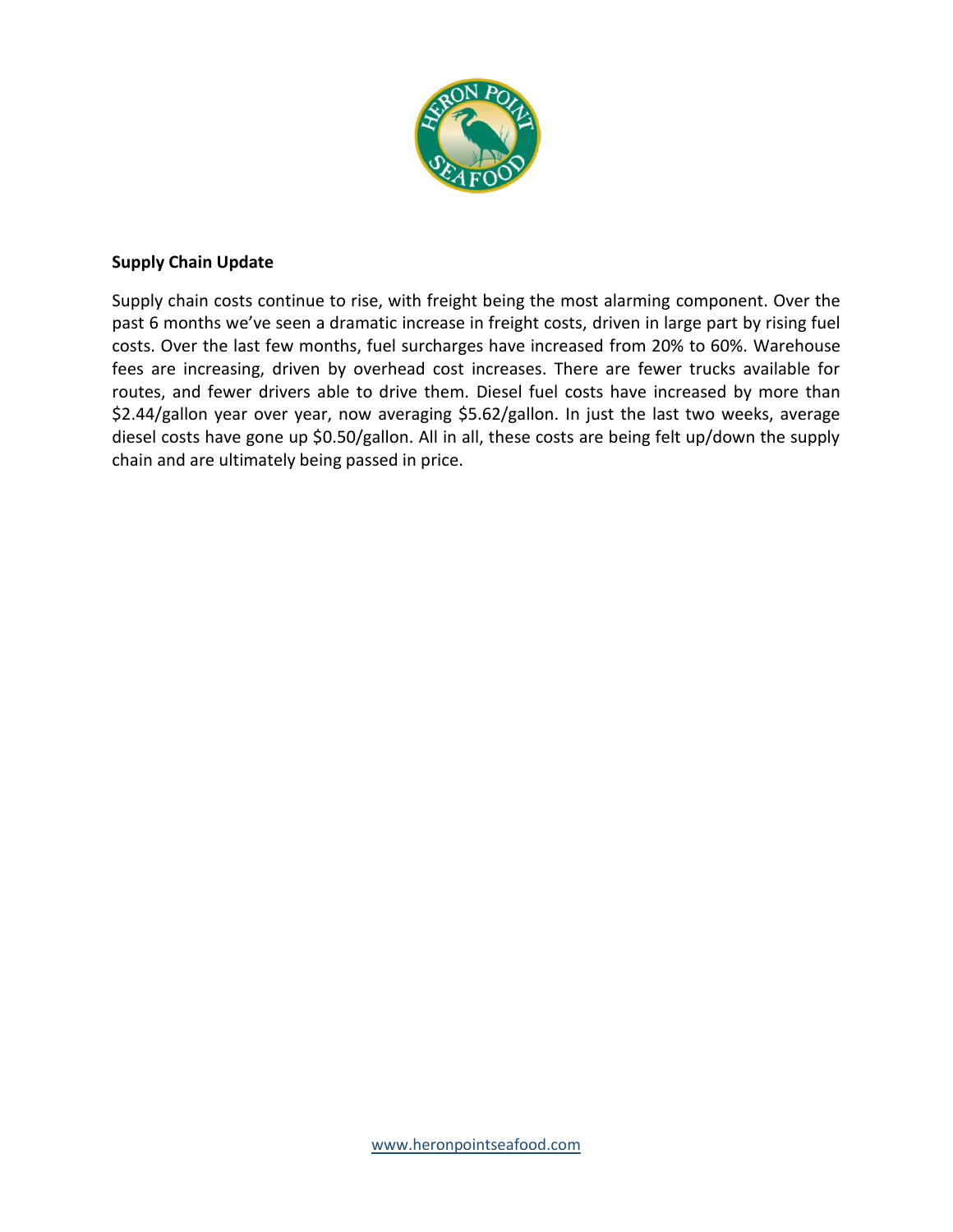**Supply Chain Update**

Supply chain costs continue to rise, with freight being the most alarming component. Over the past 6 months we've seen a dramatic increase in freight costs, driven in large part by rising fuel costs. Over the last few months, fuel surcharges have increased from 20% to 60%. Warehouse fees are increasing, driven by overhead cost increases. There are fewer trucks available for routes, and fewer drivers able to drive them. Diesel fuel costs have increased by more than $2.44/gallon year over year, now averaging $5.62/gallon. In just the last two weeks, average diesel costs have gone up $0.50/gallon. All in all, these costs are being felt up/down the supply chain and are ultimately being passed in price.

www.heronpointseafood.com